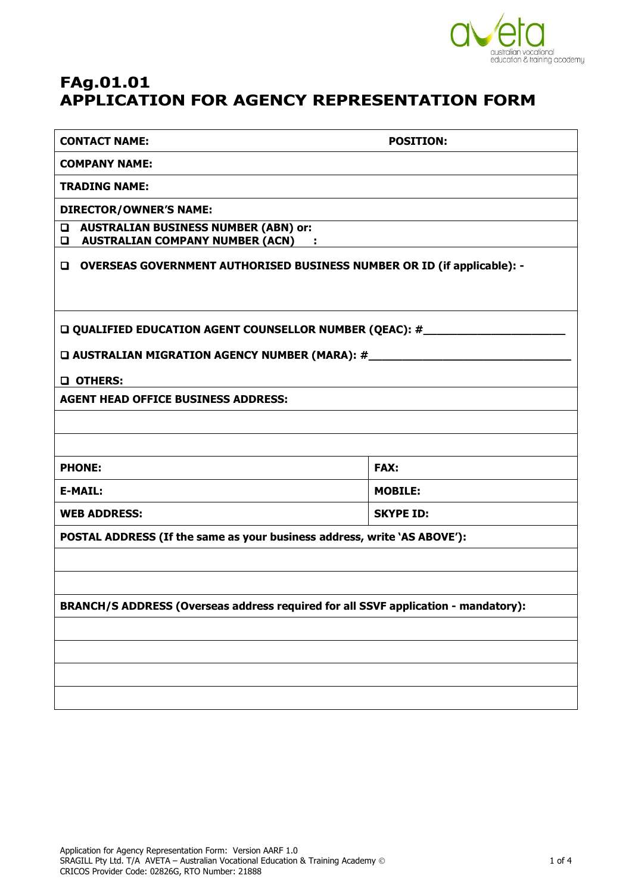# FAg.01.01
# APPLICATION FOR AGENCY REPRESENTATION FORM

| **CONTACT NAME:** | **POSITION:** |
|---|---|
| **COMPANY NAME:** | |
| **TRADING NAME:** | |
| **DIRECTOR/OWNER'S NAME:** | |
| ❑ **AUSTRALIAN BUSINESS NUMBER (ABN) or:**<br>❑ **AUSTRALIAN COMPANY NUMBER (ACN) :** | |
| ❑ **OVERSEAS GOVERNMENT AUTHORISED BUSINESS NUMBER OR ID (if applicable): -** | |
| ❑ **QUALIFIED EDUCATION AGENT COUNSELLOR NUMBER (QEAC): #\_\_\_\_\_\_\_\_\_\_\_\_\_\_\_\_\_\_\_\_**<br>❑ **AUSTRALIAN MIGRATION AGENCY NUMBER (MARA): #\_\_\_\_\_\_\_\_\_\_\_\_\_\_\_\_\_\_\_\_\_\_\_\_\_\_\_\_**<br>❑ **OTHERS:** | |
| **AGENT HEAD OFFICE BUSINESS ADDRESS:** | |
| | |
| | |
| **PHONE:** | **FAX:** |
| **E-MAIL:** | **MOBILE:** |
| **WEB ADDRESS:** | **SKYPE ID:** |
| **POSTAL ADDRESS (If the same as your business address, write 'AS ABOVE'):** | |
| | |
| | |
| **BRANCH/S ADDRESS (Overseas address required for all SSVF application - mandatory):** | |
| | |
| | |
| | |
| | |

Application for Agency Representation Form: Version AARF 1.0
SRAGILL Pty Ltd. T/A AVETA – Australian Vocational Education & Training Academy ©
CRICOS Provider Code: 02826G, RTO Number: 21888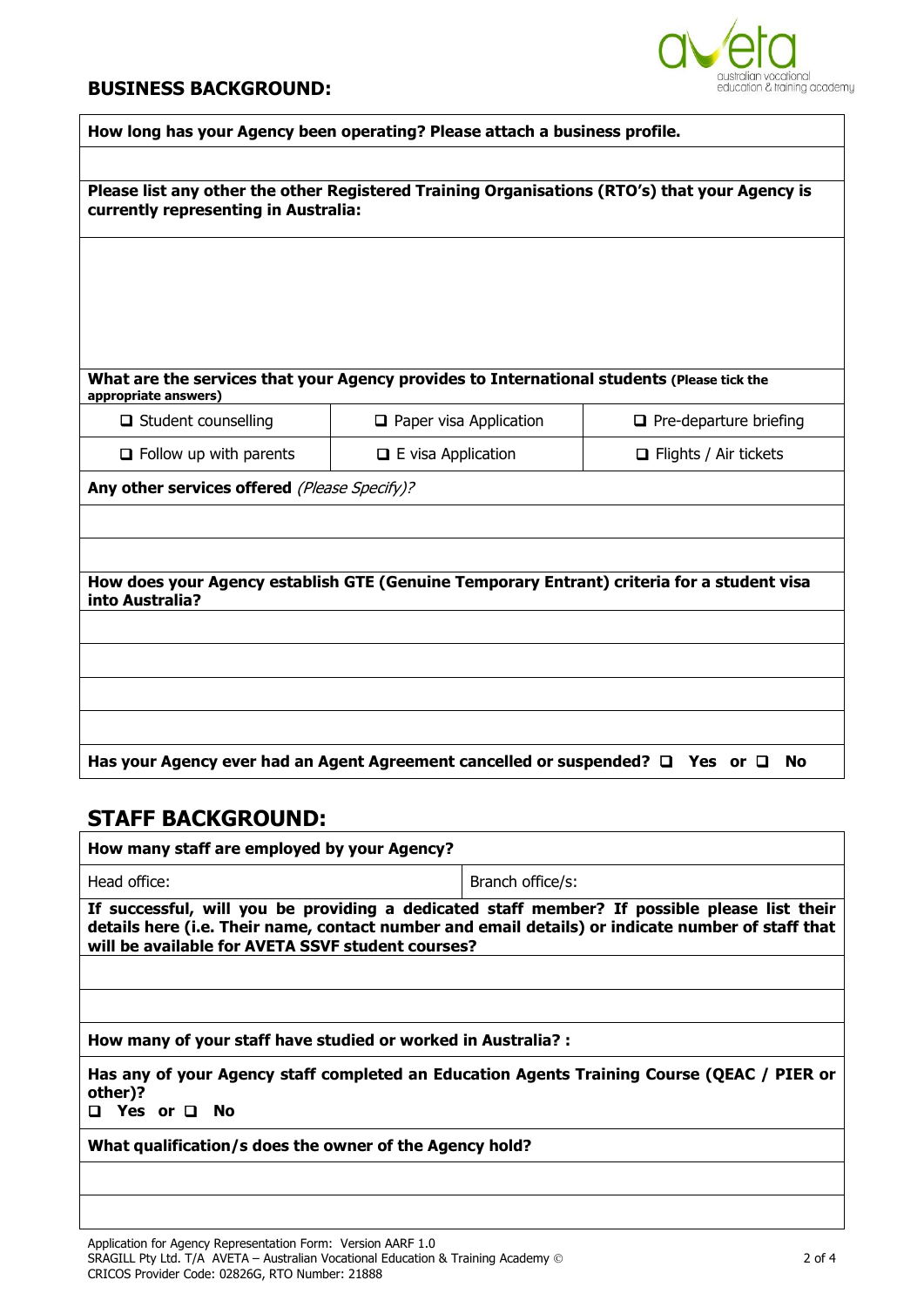## BUSINESS BACKGROUND:

**How long has your Agency been operating? Please attach a business profile.**

**Please list any other the other Registered Training Organisations (RTO's) that your Agency is currently representing in Australia:**

**What are the services that your Agency provides to International students** **(Please tick the appropriate answers)**

| | | |
|---|---|---|
| ❑ Student counselling | ❑ Paper visa Application | ❑ Pre-departure briefing |
| ❑ Follow up with parents | ❑ E visa Application | ❑ Flights / Air tickets |

**Any other services offered** *(Please Specify)?*

**How does your Agency establish GTE (Genuine Temporary Entrant) criteria for a student visa into Australia?**

**Has your Agency ever had an Agent Agreement cancelled or suspended? ❑ Yes or ❑ No**

## STAFF BACKGROUND:

**How many staff are employed by your Agency?**

| Head office: | Branch office/s: |
|---|---|

**If successful, will you be providing a dedicated staff member? If possible please list their details here (i.e. Their name, contact number and email details) or indicate number of staff that will be available for AVETA SSVF student courses?**

**How many of your staff have studied or worked in Australia? :**

**Has any of your Agency staff completed an Education Agents Training Course (QEAC / PIER or other)?**
**❑ Yes or ❑ No**

**What qualification/s does the owner of the Agency hold?**

Application for Agency Representation Form: Version AARF 1.0
SRAGILL Pty Ltd. T/A AVETA – Australian Vocational Education & Training Academy ©
CRICOS Provider Code: 02826G, RTO Number: 21888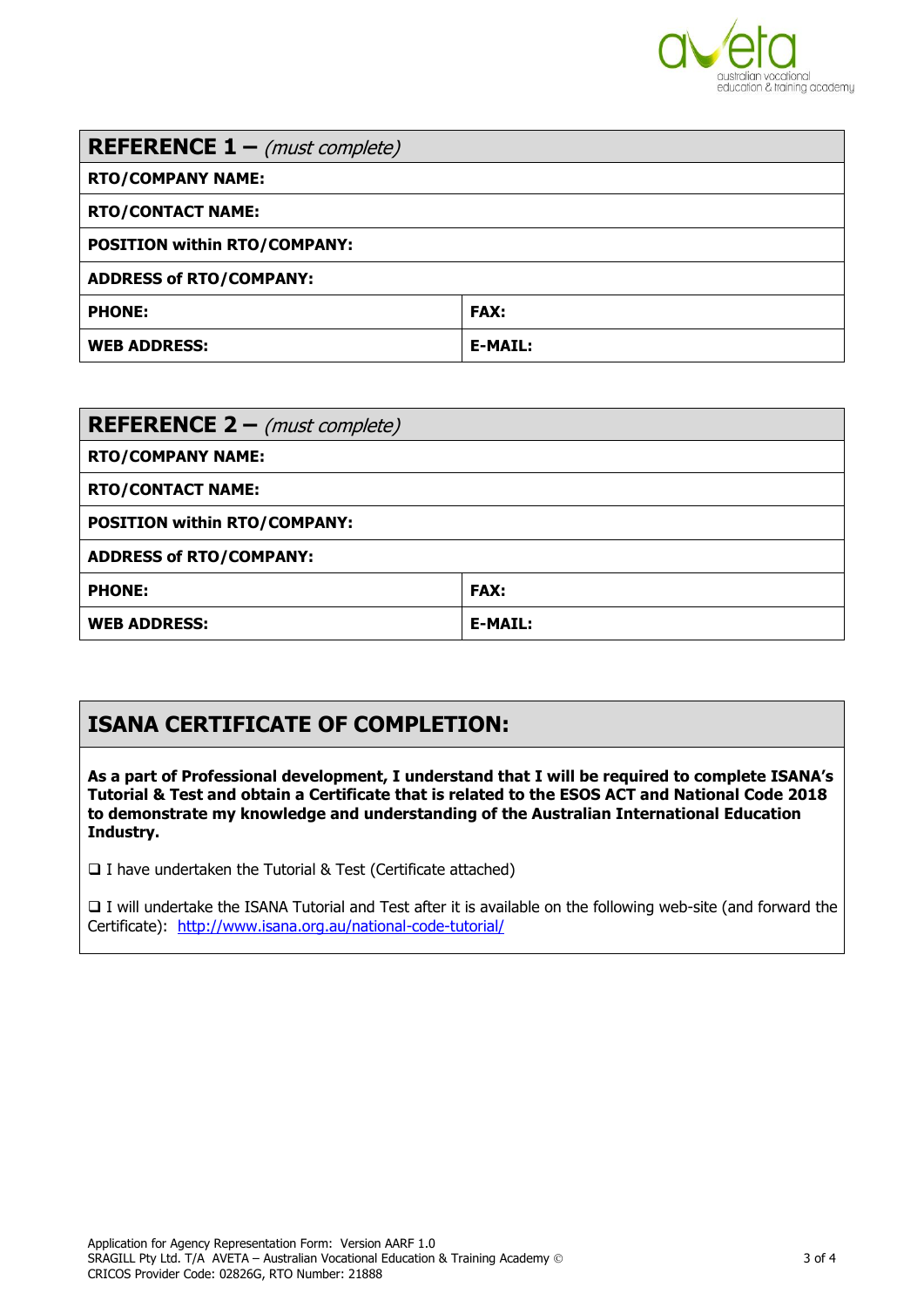| **REFERENCE 1 –** *(must complete)* | |
|---|---|
| **RTO/COMPANY NAME:** | |
| **RTO/CONTACT NAME:** | |
| **POSITION within RTO/COMPANY:** | |
| **ADDRESS of RTO/COMPANY:** | |
| **PHONE:** | **FAX:** |
| **WEB ADDRESS:** | **E-MAIL:** |

| **REFERENCE 2 –** *(must complete)* | |
|---|---|
| **RTO/COMPANY NAME:** | |
| **RTO/CONTACT NAME:** | |
| **POSITION within RTO/COMPANY:** | |
| **ADDRESS of RTO/COMPANY:** | |
| **PHONE:** | **FAX:** |
| **WEB ADDRESS:** | **E-MAIL:** |

## ISANA CERTIFICATE OF COMPLETION:

**As a part of Professional development, I understand that I will be required to complete ISANA's Tutorial & Test and obtain a Certificate that is related to the ESOS ACT and National Code 2018 to demonstrate my knowledge and understanding of the Australian International Education Industry.**

❑ I have undertaken the Tutorial & Test (Certificate attached)

❑ I will undertake the ISANA Tutorial and Test after it is available on the following web-site (and forward the Certificate): http://www.isana.org.au/national-code-tutorial/

Application for Agency Representation Form: Version AARF 1.0
SRAGILL Pty Ltd. T/A AVETA – Australian Vocational Education & Training Academy ©
CRICOS Provider Code: 02826G, RTO Number: 21888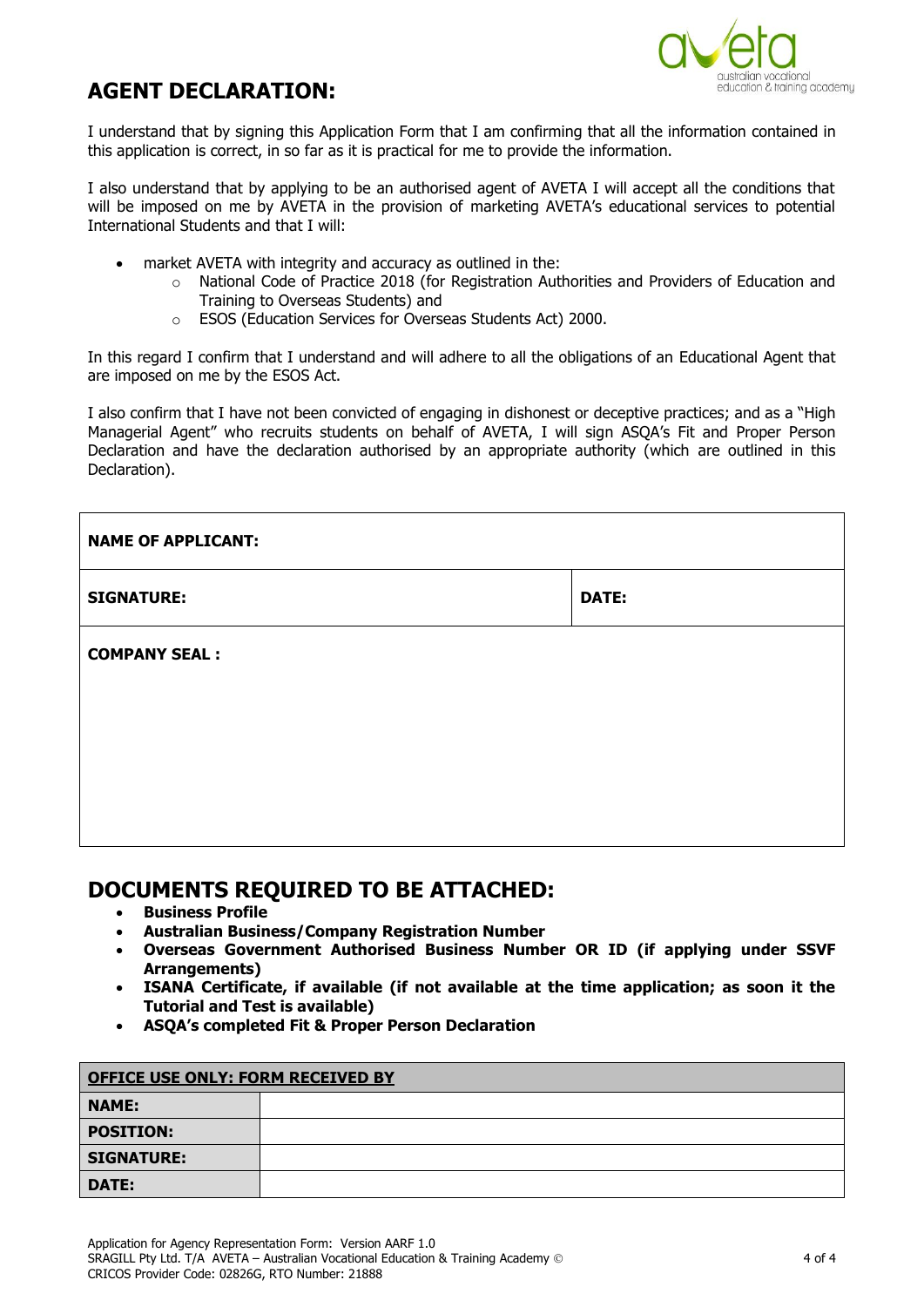## AGENT DECLARATION:

I understand that by signing this Application Form that I am confirming that all the information contained in this application is correct, in so far as it is practical for me to provide the information.

I also understand that by applying to be an authorised agent of AVETA I will accept all the conditions that will be imposed on me by AVETA in the provision of marketing AVETA's educational services to potential International Students and that I will:

- market AVETA with integrity and accuracy as outlined in the:
  - National Code of Practice 2018 (for Registration Authorities and Providers of Education and Training to Overseas Students) and
  - ESOS (Education Services for Overseas Students Act) 2000.

In this regard I confirm that I understand and will adhere to all the obligations of an Educational Agent that are imposed on me by the ESOS Act.

I also confirm that I have not been convicted of engaging in dishonest or deceptive practices; and as a "High Managerial Agent" who recruits students on behalf of AVETA, I will sign ASQA's Fit and Proper Person Declaration and have the declaration authorised by an appropriate authority (which are outlined in this Declaration).

| | |
|---|---|
| **NAME OF APPLICANT:** | |
| **SIGNATURE:** | **DATE:** |
| **COMPANY SEAL :** | |

## DOCUMENTS REQUIRED TO BE ATTACHED:

- **Business Profile**
- **Australian Business/Company Registration Number**
- **Overseas Government Authorised Business Number OR ID (if applying under SSVF Arrangements)**
- **ISANA Certificate, if available (if not available at the time application; as soon it the Tutorial and Test is available)**
- **ASQA's completed Fit & Proper Person Declaration**

| **OFFICE USE ONLY: FORM RECEIVED BY** | |
|---|---|
| **NAME:** | |
| **POSITION:** | |
| **SIGNATURE:** | |
| **DATE:** | |

Application for Agency Representation Form: Version AARF 1.0
SRAGILL Pty Ltd. T/A AVETA – Australian Vocational Education & Training Academy ©
CRICOS Provider Code: 02826G, RTO Number: 21888